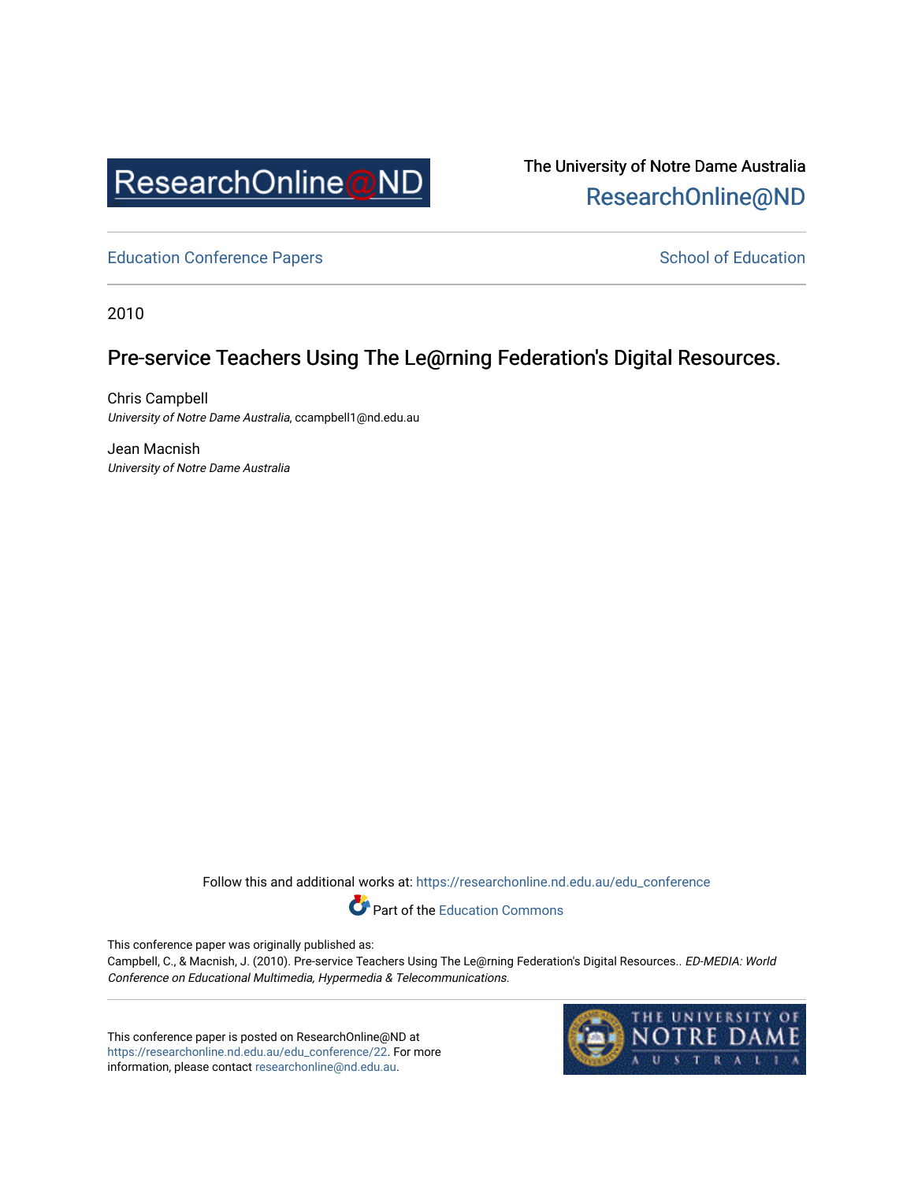The University of Notre Dame Australia
ResearchOnline@ND

Education Conference Papers

School of Education

2010

# Pre-service Teachers Using The Le@rning Federation's Digital Resources.

Chris Campbell
*University of Notre Dame Australia*, ccampbell1@nd.edu.au

Jean Macnish
*University of Notre Dame Australia*

Follow this and additional works at: https://researchonline.nd.edu.au/edu_conference

Part of the Education Commons

This conference paper was originally published as:
Campbell, C., & Macnish, J. (2010). Pre-service Teachers Using The Le@rning Federation's Digital Resources.. *ED-MEDIA: World Conference on Educational Multimedia, Hypermedia & Telecommunications*.

This conference paper is posted on ResearchOnline@ND at https://researchonline.nd.edu.au/edu_conference/22. For more information, please contact researchonline@nd.edu.au.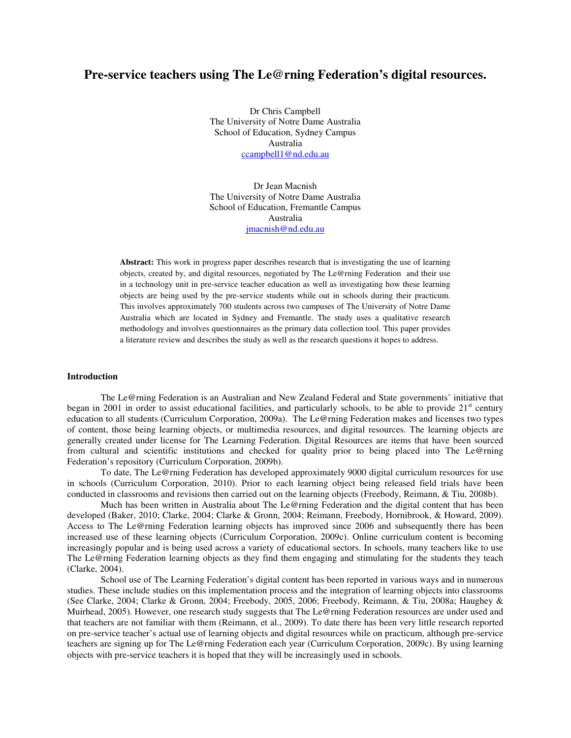# Pre-service teachers using The Le@rning Federation's digital resources.

Dr Chris Campbell
The University of Notre Dame Australia
School of Education, Sydney Campus
Australia
ccampbell1@nd.edu.au

Dr Jean Macnish
The University of Notre Dame Australia
School of Education, Fremantle Campus
Australia
jmacnish@nd.edu.au

**Abstract:** This work in progress paper describes research that is investigating the use of learning objects, created by, and digital resources, negotiated by The Le@rning Federation and their use in a technology unit in pre-service teacher education as well as investigating how these learning objects are being used by the pre-service students while out in schools during their practicum. This involves approximately 700 students across two campuses of The University of Notre Dame Australia which are located in Sydney and Fremantle. The study uses a qualitative research methodology and involves questionnaires as the primary data collection tool. This paper provides a literature review and describes the study as well as the research questions it hopes to address.

## Introduction

The Le@rning Federation is an Australian and New Zealand Federal and State governments' initiative that began in 2001 in order to assist educational facilities, and particularly schools, to be able to provide 21st century education to all students (Curriculum Corporation, 2009a). The Le@rning Federation makes and licenses two types of content, those being learning objects, or multimedia resources, and digital resources. The learning objects are generally created under license for The Learning Federation. Digital Resources are items that have been sourced from cultural and scientific institutions and checked for quality prior to being placed into The Le@rning Federation's repository (Curriculum Corporation, 2009b).

To date, The Le@rning Federation has developed approximately 9000 digital curriculum resources for use in schools (Curriculum Corporation, 2010). Prior to each learning object being released field trials have been conducted in classrooms and revisions then carried out on the learning objects (Freebody, Reimann, & Tiu, 2008b).

Much has been written in Australia about The Le@rning Federation and the digital content that has been developed (Baker, 2010; Clarke, 2004; Clarke & Gronn, 2004; Reimann, Freebody, Hornibrook, & Howard, 2009). Access to The Le@rning Federation learning objects has improved since 2006 and subsequently there has been increased use of these learning objects (Curriculum Corporation, 2009c). Online curriculum content is becoming increasingly popular and is being used across a variety of educational sectors. In schools, many teachers like to use The Le@rning Federation learning objects as they find them engaging and stimulating for the students they teach (Clarke, 2004).

School use of The Learning Federation's digital content has been reported in various ways and in numerous studies. These include studies on this implementation process and the integration of learning objects into classrooms (See Clarke, 2004; Clarke & Gronn, 2004; Freebody, 2005, 2006; Freebody, Reimann, & Tiu, 2008a; Haughey & Muirhead, 2005). However, one research study suggests that The Le@rning Federation resources are under used and that teachers are not familiar with them (Reimann, et al., 2009). To date there has been very little research reported on pre-service teacher's actual use of learning objects and digital resources while on practicum, although pre-service teachers are signing up for The Le@rning Federation each year (Curriculum Corporation, 2009c). By using learning objects with pre-service teachers it is hoped that they will be increasingly used in schools.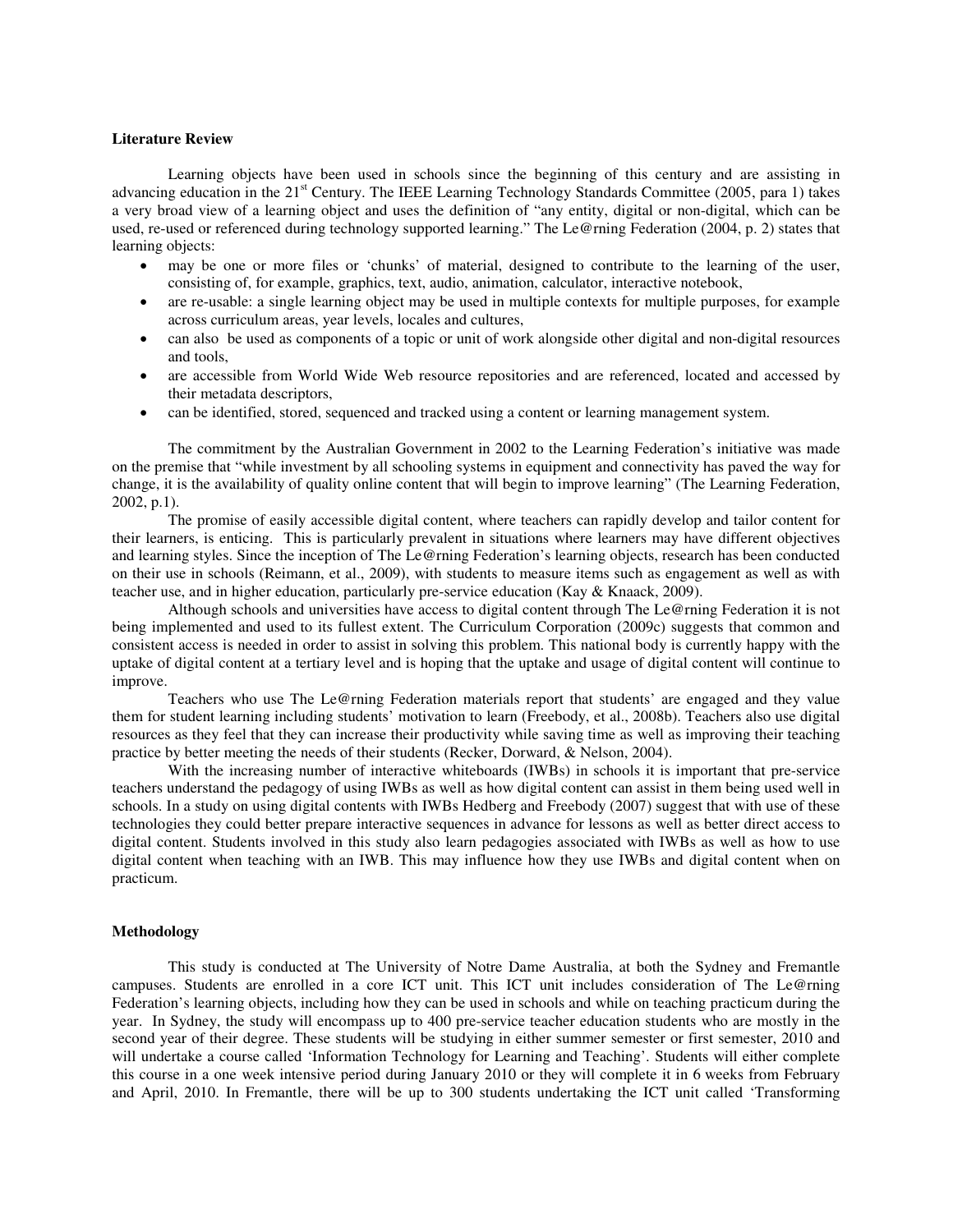**Literature Review**

Learning objects have been used in schools since the beginning of this century and are assisting in advancing education in the 21st Century. The IEEE Learning Technology Standards Committee (2005, para 1) takes a very broad view of a learning object and uses the definition of "any entity, digital or non-digital, which can be used, re-used or referenced during technology supported learning." The Le@rning Federation (2004, p. 2) states that learning objects:

- may be one or more files or 'chunks' of material, designed to contribute to the learning of the user, consisting of, for example, graphics, text, audio, animation, calculator, interactive notebook,
- are re-usable: a single learning object may be used in multiple contexts for multiple purposes, for example across curriculum areas, year levels, locales and cultures,
- can also be used as components of a topic or unit of work alongside other digital and non-digital resources and tools,
- are accessible from World Wide Web resource repositories and are referenced, located and accessed by their metadata descriptors,
- can be identified, stored, sequenced and tracked using a content or learning management system.

The commitment by the Australian Government in 2002 to the Learning Federation's initiative was made on the premise that "while investment by all schooling systems in equipment and connectivity has paved the way for change, it is the availability of quality online content that will begin to improve learning" (The Learning Federation, 2002, p.1).

The promise of easily accessible digital content, where teachers can rapidly develop and tailor content for their learners, is enticing. This is particularly prevalent in situations where learners may have different objectives and learning styles. Since the inception of The Le@rning Federation's learning objects, research has been conducted on their use in schools (Reimann, et al., 2009), with students to measure items such as engagement as well as with teacher use, and in higher education, particularly pre-service education (Kay & Knaack, 2009).

Although schools and universities have access to digital content through The Le@rning Federation it is not being implemented and used to its fullest extent. The Curriculum Corporation (2009c) suggests that common and consistent access is needed in order to assist in solving this problem. This national body is currently happy with the uptake of digital content at a tertiary level and is hoping that the uptake and usage of digital content will continue to improve.

Teachers who use The Le@rning Federation materials report that students' are engaged and they value them for student learning including students' motivation to learn (Freebody, et al., 2008b). Teachers also use digital resources as they feel that they can increase their productivity while saving time as well as improving their teaching practice by better meeting the needs of their students (Recker, Dorward, & Nelson, 2004).

With the increasing number of interactive whiteboards (IWBs) in schools it is important that pre-service teachers understand the pedagogy of using IWBs as well as how digital content can assist in them being used well in schools. In a study on using digital contents with IWBs Hedberg and Freebody (2007) suggest that with use of these technologies they could better prepare interactive sequences in advance for lessons as well as better direct access to digital content. Students involved in this study also learn pedagogies associated with IWBs as well as how to use digital content when teaching with an IWB. This may influence how they use IWBs and digital content when on practicum.

**Methodology**

This study is conducted at The University of Notre Dame Australia, at both the Sydney and Fremantle campuses. Students are enrolled in a core ICT unit. This ICT unit includes consideration of The Le@rning Federation's learning objects, including how they can be used in schools and while on teaching practicum during the year. In Sydney, the study will encompass up to 400 pre-service teacher education students who are mostly in the second year of their degree. These students will be studying in either summer semester or first semester, 2010 and will undertake a course called 'Information Technology for Learning and Teaching'. Students will either complete this course in a one week intensive period during January 2010 or they will complete it in 6 weeks from February and April, 2010. In Fremantle, there will be up to 300 students undertaking the ICT unit called 'Transforming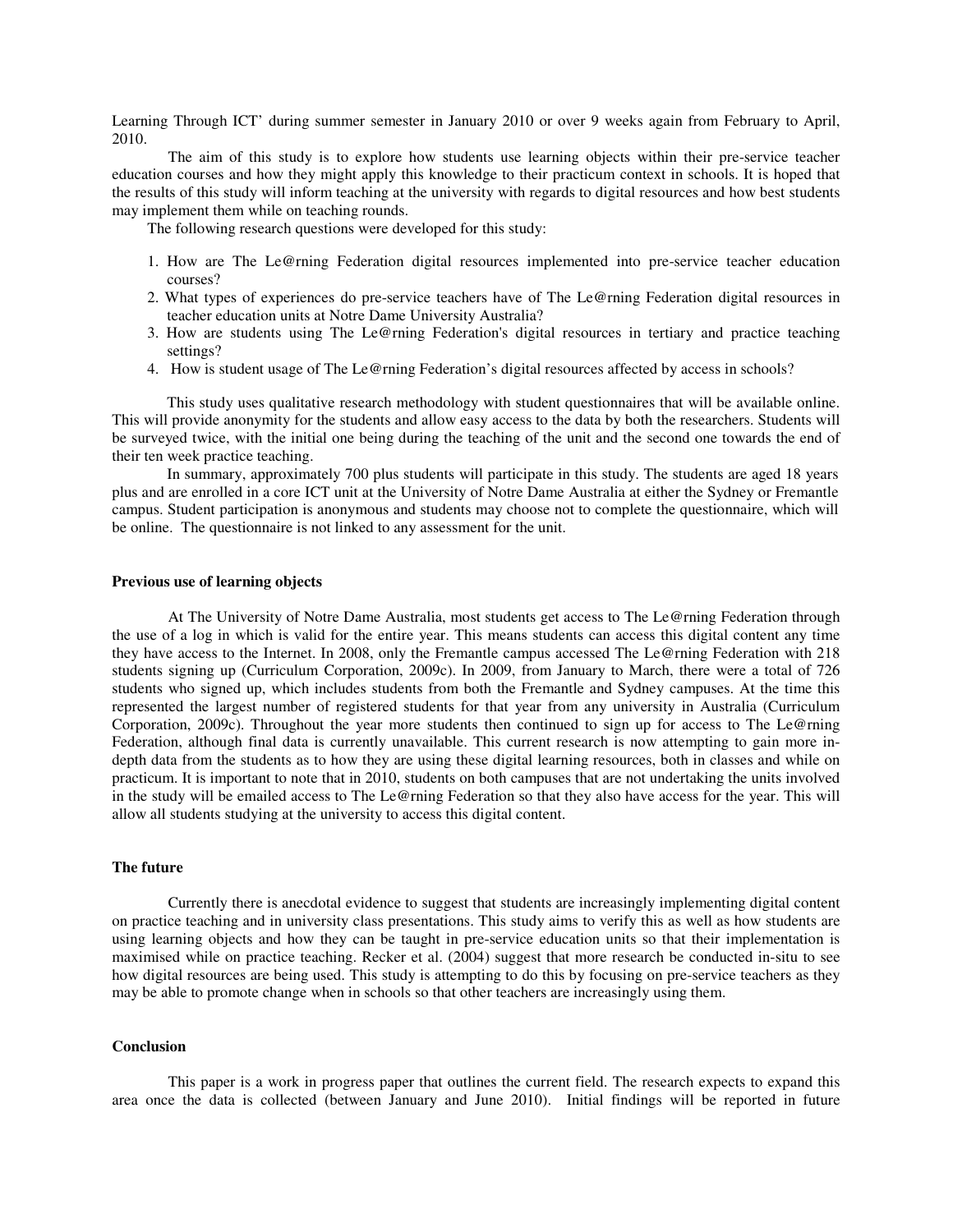Learning Through ICT' during summer semester in January 2010 or over 9 weeks again from February to April, 2010.

The aim of this study is to explore how students use learning objects within their pre-service teacher education courses and how they might apply this knowledge to their practicum context in schools. It is hoped that the results of this study will inform teaching at the university with regards to digital resources and how best students may implement them while on teaching rounds.

The following research questions were developed for this study:

1. How are The Le@rning Federation digital resources implemented into pre-service teacher education courses?
2. What types of experiences do pre-service teachers have of The Le@rning Federation digital resources in teacher education units at Notre Dame University Australia?
3. How are students using The Le@rning Federation's digital resources in tertiary and practice teaching settings?
4. How is student usage of The Le@rning Federation's digital resources affected by access in schools?

This study uses qualitative research methodology with student questionnaires that will be available online. This will provide anonymity for the students and allow easy access to the data by both the researchers. Students will be surveyed twice, with the initial one being during the teaching of the unit and the second one towards the end of their ten week practice teaching.

In summary, approximately 700 plus students will participate in this study. The students are aged 18 years plus and are enrolled in a core ICT unit at the University of Notre Dame Australia at either the Sydney or Fremantle campus. Student participation is anonymous and students may choose not to complete the questionnaire, which will be online. The questionnaire is not linked to any assessment for the unit.

**Previous use of learning objects**

At The University of Notre Dame Australia, most students get access to The Le@rning Federation through the use of a log in which is valid for the entire year. This means students can access this digital content any time they have access to the Internet. In 2008, only the Fremantle campus accessed The Le@rning Federation with 218 students signing up (Curriculum Corporation, 2009c). In 2009, from January to March, there were a total of 726 students who signed up, which includes students from both the Fremantle and Sydney campuses. At the time this represented the largest number of registered students for that year from any university in Australia (Curriculum Corporation, 2009c). Throughout the year more students then continued to sign up for access to The Le@rning Federation, although final data is currently unavailable. This current research is now attempting to gain more in-depth data from the students as to how they are using these digital learning resources, both in classes and while on practicum. It is important to note that in 2010, students on both campuses that are not undertaking the units involved in the study will be emailed access to The Le@rning Federation so that they also have access for the year. This will allow all students studying at the university to access this digital content.

**The future**

Currently there is anecdotal evidence to suggest that students are increasingly implementing digital content on practice teaching and in university class presentations. This study aims to verify this as well as how students are using learning objects and how they can be taught in pre-service education units so that their implementation is maximised while on practice teaching. Recker et al. (2004) suggest that more research be conducted in-situ to see how digital resources are being used. This study is attempting to do this by focusing on pre-service teachers as they may be able to promote change when in schools so that other teachers are increasingly using them.

**Conclusion**

This paper is a work in progress paper that outlines the current field. The research expects to expand this area once the data is collected (between January and June 2010). Initial findings will be reported in future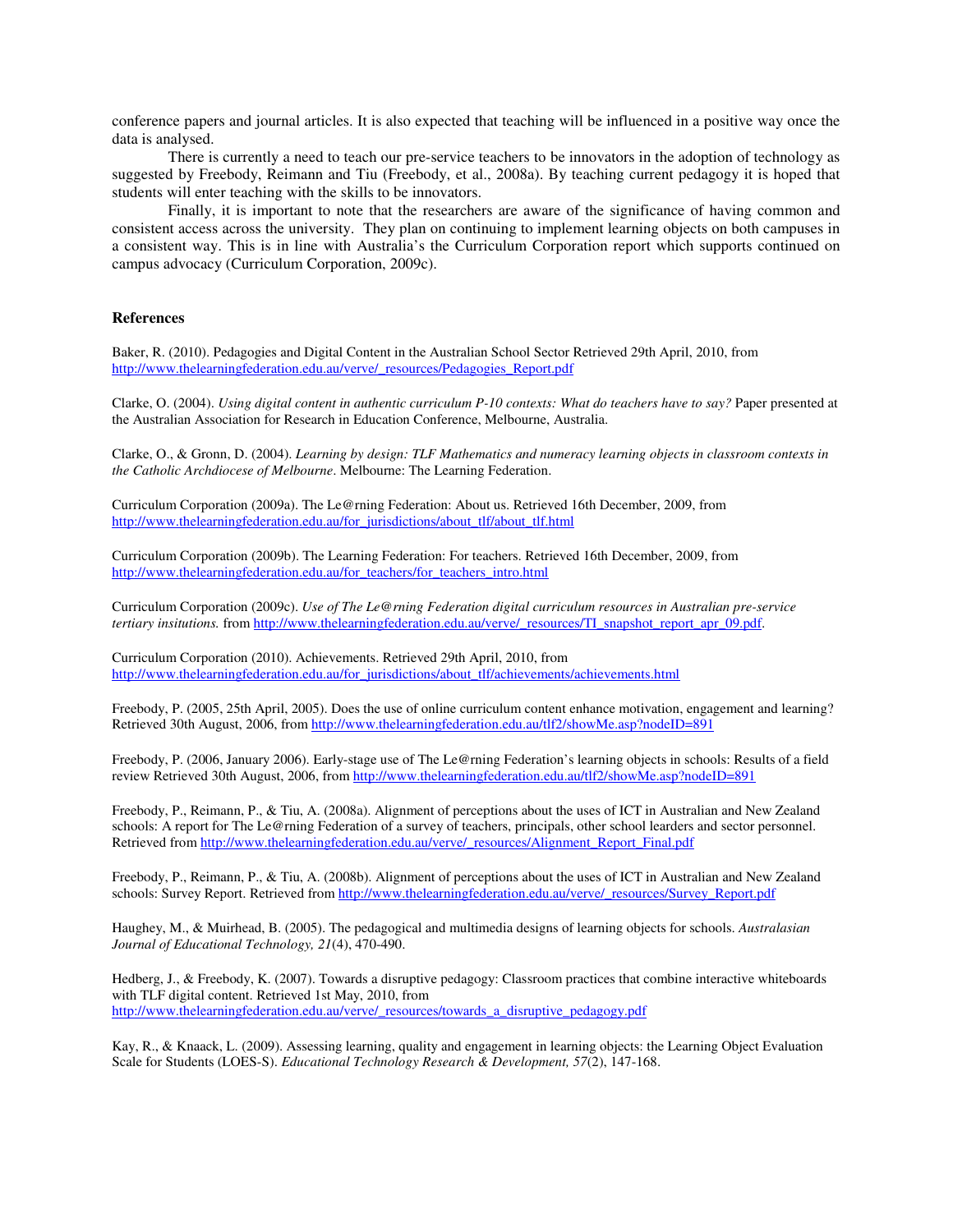conference papers and journal articles. It is also expected that teaching will be influenced in a positive way once the data is analysed.

There is currently a need to teach our pre-service teachers to be innovators in the adoption of technology as suggested by Freebody, Reimann and Tiu (Freebody, et al., 2008a). By teaching current pedagogy it is hoped that students will enter teaching with the skills to be innovators.

Finally, it is important to note that the researchers are aware of the significance of having common and consistent access across the university. They plan on continuing to implement learning objects on both campuses in a consistent way. This is in line with Australia's the Curriculum Corporation report which supports continued on campus advocacy (Curriculum Corporation, 2009c).

**References**

Baker, R. (2010). Pedagogies and Digital Content in the Australian School Sector Retrieved 29th April, 2010, from http://www.thelearningfederation.edu.au/verve/_resources/Pedagogies_Report.pdf

Clarke, O. (2004). *Using digital content in authentic curriculum P-10 contexts: What do teachers have to say?* Paper presented at the Australian Association for Research in Education Conference, Melbourne, Australia.

Clarke, O., & Gronn, D. (2004). *Learning by design: TLF Mathematics and numeracy learning objects in classroom contexts in the Catholic Archdiocese of Melbourne*. Melbourne: The Learning Federation.

Curriculum Corporation (2009a). The Le@rning Federation: About us. Retrieved 16th December, 2009, from http://www.thelearningfederation.edu.au/for_jurisdictions/about_tlf/about_tlf.html

Curriculum Corporation (2009b). The Learning Federation: For teachers. Retrieved 16th December, 2009, from http://www.thelearningfederation.edu.au/for_teachers/for_teachers_intro.html

Curriculum Corporation (2009c). *Use of The Le@rning Federation digital curriculum resources in Australian pre-service tertiary insitutions.* from http://www.thelearningfederation.edu.au/verve/_resources/TI_snapshot_report_apr_09.pdf.

Curriculum Corporation (2010). Achievements. Retrieved 29th April, 2010, from http://www.thelearningfederation.edu.au/for_jurisdictions/about_tlf/achievements/achievements.html

Freebody, P. (2005, 25th April, 2005). Does the use of online curriculum content enhance motivation, engagement and learning? Retrieved 30th August, 2006, from http://www.thelearningfederation.edu.au/tlf2/showMe.asp?nodeID=891

Freebody, P. (2006, January 2006). Early-stage use of The Le@rning Federation's learning objects in schools: Results of a field review Retrieved 30th August, 2006, from http://www.thelearningfederation.edu.au/tlf2/showMe.asp?nodeID=891

Freebody, P., Reimann, P., & Tiu, A. (2008a). Alignment of perceptions about the uses of ICT in Australian and New Zealand schools: A report for The Le@rning Federation of a survey of teachers, principals, other school learders and sector personnel. Retrieved from http://www.thelearningfederation.edu.au/verve/_resources/Alignment_Report_Final.pdf

Freebody, P., Reimann, P., & Tiu, A. (2008b). Alignment of perceptions about the uses of ICT in Australian and New Zealand schools: Survey Report. Retrieved from http://www.thelearningfederation.edu.au/verve/_resources/Survey_Report.pdf

Haughey, M., & Muirhead, B. (2005). The pedagogical and multimedia designs of learning objects for schools. *Australasian Journal of Educational Technology, 21*(4), 470-490.

Hedberg, J., & Freebody, K. (2007). Towards a disruptive pedagogy: Classroom practices that combine interactive whiteboards with TLF digital content. Retrieved 1st May, 2010, from http://www.thelearningfederation.edu.au/verve/_resources/towards_a_disruptive_pedagogy.pdf

Kay, R., & Knaack, L. (2009). Assessing learning, quality and engagement in learning objects: the Learning Object Evaluation Scale for Students (LOES-S). *Educational Technology Research & Development, 57*(2), 147-168.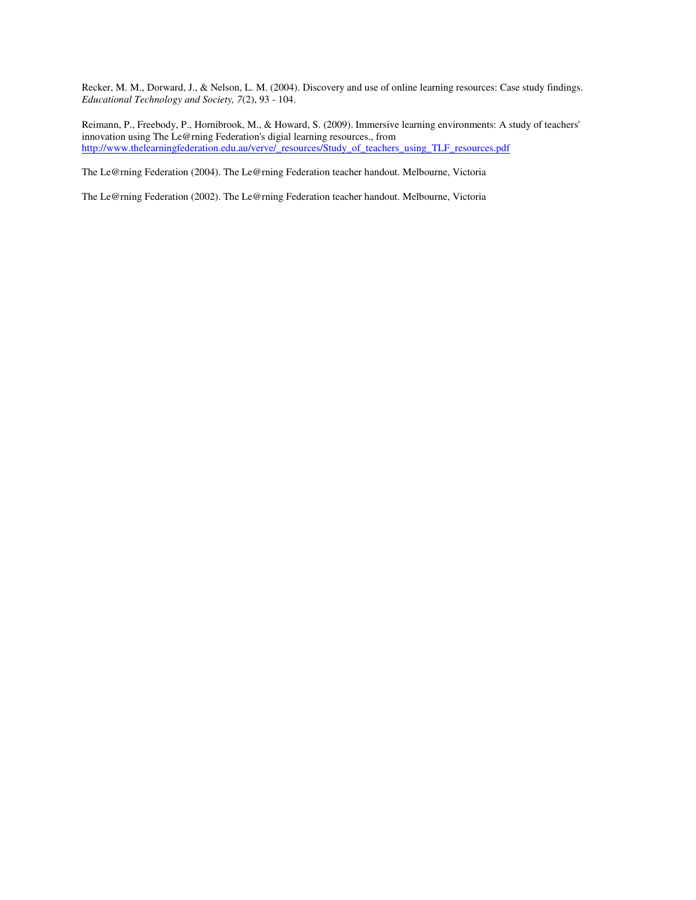Recker, M. M., Dorward, J., & Nelson, L. M. (2004). Discovery and use of online learning resources: Case study findings. *Educational Technology and Society, 7*(2), 93 - 104.

Reimann, P., Freebody, P., Hornibrook, M., & Howard, S. (2009). Immersive learning environments: A study of teachers' innovation using The Le@rning Federation's digial learning resources., from http://www.thelearningfederation.edu.au/verve/_resources/Study_of_teachers_using_TLF_resources.pdf

The Le@rning Federation (2004). The Le@rning Federation teacher handout. Melbourne, Victoria

The Le@rning Federation (2002). The Le@rning Federation teacher handout. Melbourne, Victoria